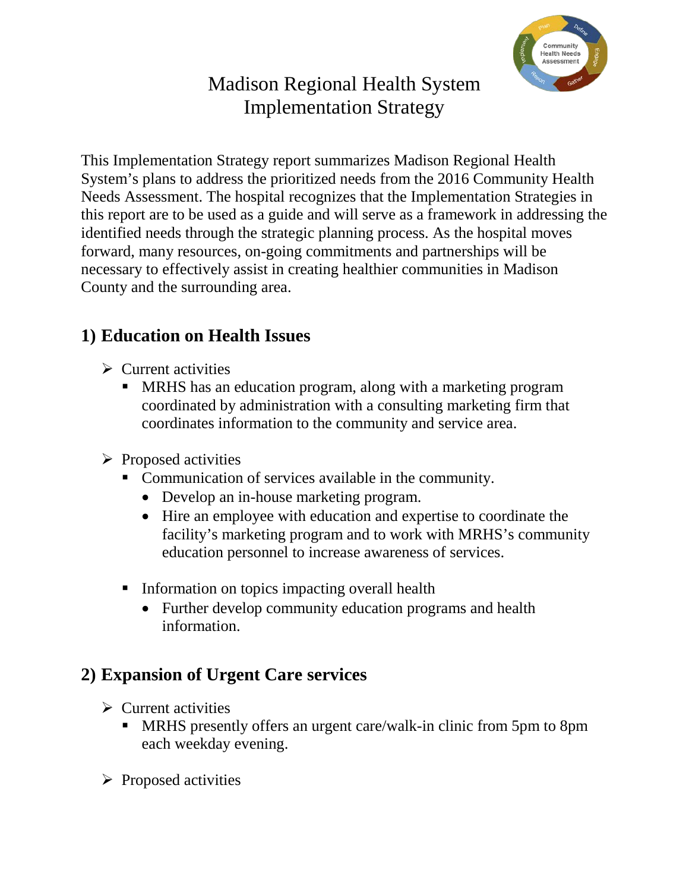# Madison Regional Health System
# Implementation Strategy

This Implementation Strategy report summarizes Madison Regional Health System's plans to address the prioritized needs from the 2016 Community Health Needs Assessment. The hospital recognizes that the Implementation Strategies in this report are to be used as a guide and will serve as a framework in addressing the identified needs through the strategic planning process. As the hospital moves forward, many resources, on-going commitments and partnerships will be necessary to effectively assist in creating healthier communities in Madison County and the surrounding area.

## 1) Education on Health Issues

- Current activities
  - MRHS has an education program, along with a marketing program coordinated by administration with a consulting marketing firm that coordinates information to the community and service area.

- Proposed activities
  - Communication of services available in the community.
    - Develop an in-house marketing program.
    - Hire an employee with education and expertise to coordinate the facility's marketing program and to work with MRHS's community education personnel to increase awareness of services.

  - Information on topics impacting overall health
    - Further develop community education programs and health information.

## 2) Expansion of Urgent Care services

- Current activities
  - MRHS presently offers an urgent care/walk-in clinic from 5pm to 8pm each weekday evening.

- Proposed activities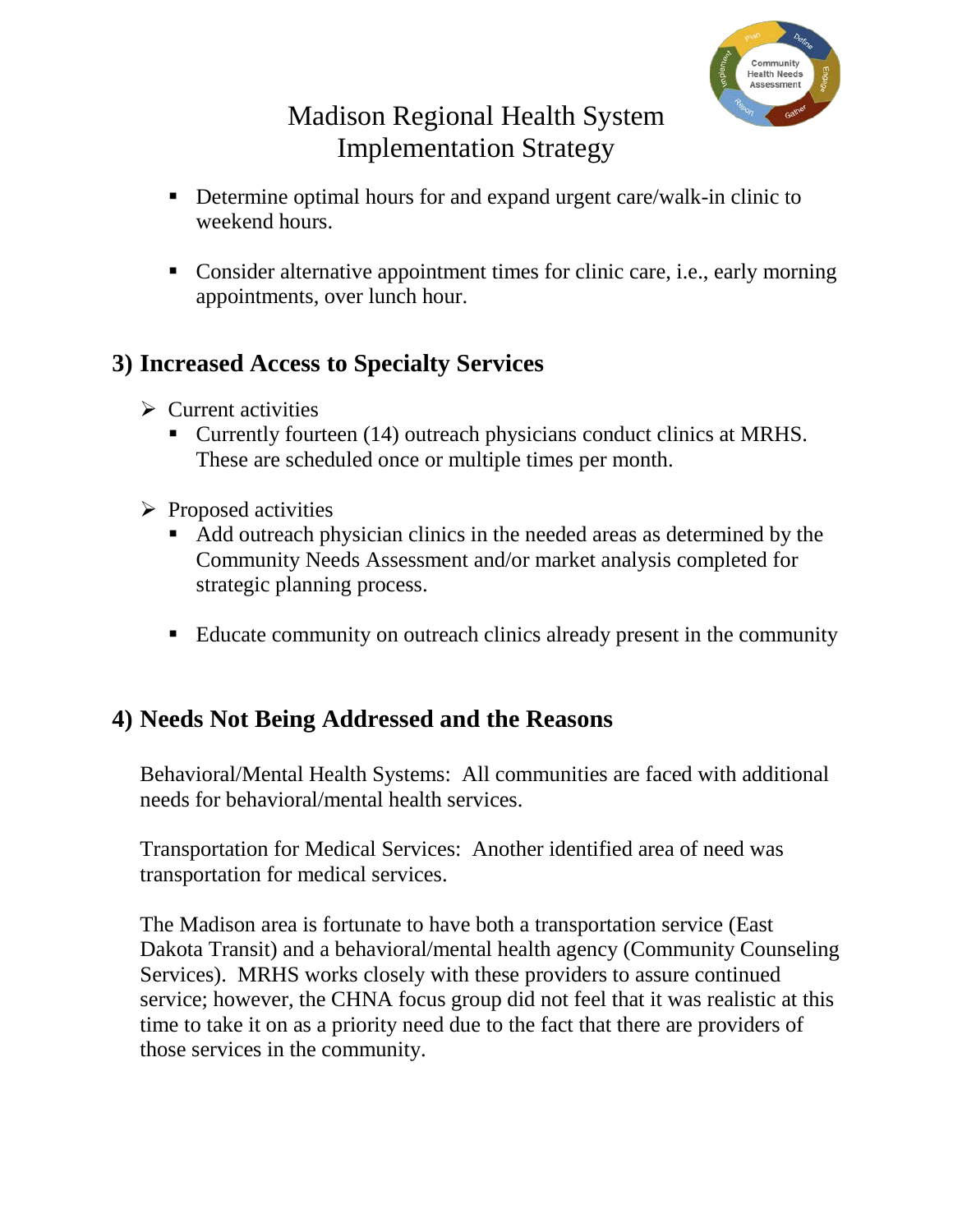# Madison Regional Health System
# Implementation Strategy

- Determine optimal hours for and expand urgent care/walk-in clinic to weekend hours.

- Consider alternative appointment times for clinic care, i.e., early morning appointments, over lunch hour.

## 3) Increased Access to Specialty Services

- Current activities
  - Currently fourteen (14) outreach physicians conduct clinics at MRHS. These are scheduled once or multiple times per month.

- Proposed activities
  - Add outreach physician clinics in the needed areas as determined by the Community Needs Assessment and/or market analysis completed for strategic planning process.

  - Educate community on outreach clinics already present in the community

## 4) Needs Not Being Addressed and the Reasons

Behavioral/Mental Health Systems: All communities are faced with additional needs for behavioral/mental health services.

Transportation for Medical Services: Another identified area of need was transportation for medical services.

The Madison area is fortunate to have both a transportation service (East Dakota Transit) and a behavioral/mental health agency (Community Counseling Services). MRHS works closely with these providers to assure continued service; however, the CHNA focus group did not feel that it was realistic at this time to take it on as a priority need due to the fact that there are providers of those services in the community.